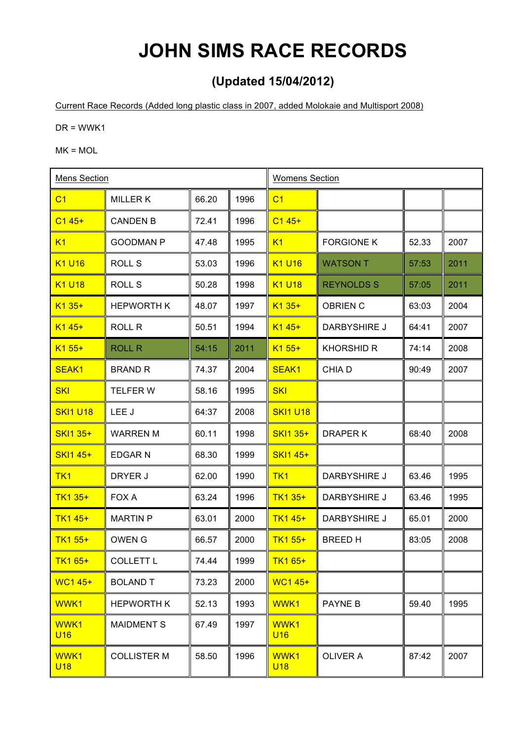# JOHN SIMS RACE RECORDS

## (Updated 15/04/2012)

Current Race Records (Added long plastic class in 2007, added Molokaie and Multisport 2008)

DR = WWK1

MK = MOL

| Mens Section | | | | Womens Section | | | |
|---|---|---|---|---|---|---|---|
| C1 | MILLER K | 66.20 | 1996 | C1 | | | |
| C1 45+ | CANDEN B | 72.41 | 1996 | C1 45+ | | | |
| K1 | GOODMAN P | 47.48 | 1995 | K1 | FORGIONE K | 52.33 | 2007 |
| K1 U16 | ROLL S | 53.03 | 1996 | K1 U16 | WATSON T | 57:53 | 2011 |
| K1 U18 | ROLL S | 50.28 | 1998 | K1 U18 | REYNOLDS S | 57:05 | 2011 |
| K1 35+ | HEPWORTH K | 48.07 | 1997 | K1 35+ | OBRIEN C | 63:03 | 2004 |
| K1 45+ | ROLL R | 50.51 | 1994 | K1 45+ | DARBYSHIRE J | 64:41 | 2007 |
| K1 55+ | ROLL R | 54:15 | 2011 | K1 55+ | KHORSHID R | 74:14 | 2008 |
| SEAK1 | BRAND R | 74.37 | 2004 | SEAK1 | CHIA D | 90:49 | 2007 |
| SKI | TELFER W | 58.16 | 1995 | SKI | | | |
| SKI1 U18 | LEE J | 64:37 | 2008 | SKI1 U18 | | | |
| SKI1 35+ | WARREN M | 60.11 | 1998 | SKI1 35+ | DRAPER K | 68:40 | 2008 |
| SKI1 45+ | EDGAR N | 68.30 | 1999 | SKI1 45+ | | | |
| TK1 | DRYER J | 62.00 | 1990 | TK1 | DARBYSHIRE J | 63.46 | 1995 |
| TK1 35+ | FOX A | 63.24 | 1996 | TK1 35+ | DARBYSHIRE J | 63.46 | 1995 |
| TK1 45+ | MARTIN P | 63.01 | 2000 | TK1 45+ | DARBYSHIRE J | 65.01 | 2000 |
| TK1 55+ | OWEN G | 66.57 | 2000 | TK1 55+ | BREED H | 83:05 | 2008 |
| TK1 65+ | COLLETT L | 74.44 | 1999 | TK1 65+ | | | |
| WC1 45+ | BOLAND T | 73.23 | 2000 | WC1 45+ | | | |
| WWK1 | HEPWORTH K | 52.13 | 1993 | WWK1 | PAYNE B | 59.40 | 1995 |
| WWK1 U16 | MAIDMENT S | 67.49 | 1997 | WWK1 U16 | | | |
| WWK1 U18 | COLLISTER M | 58.50 | 1996 | WWK1 U18 | OLIVER A | 87:42 | 2007 |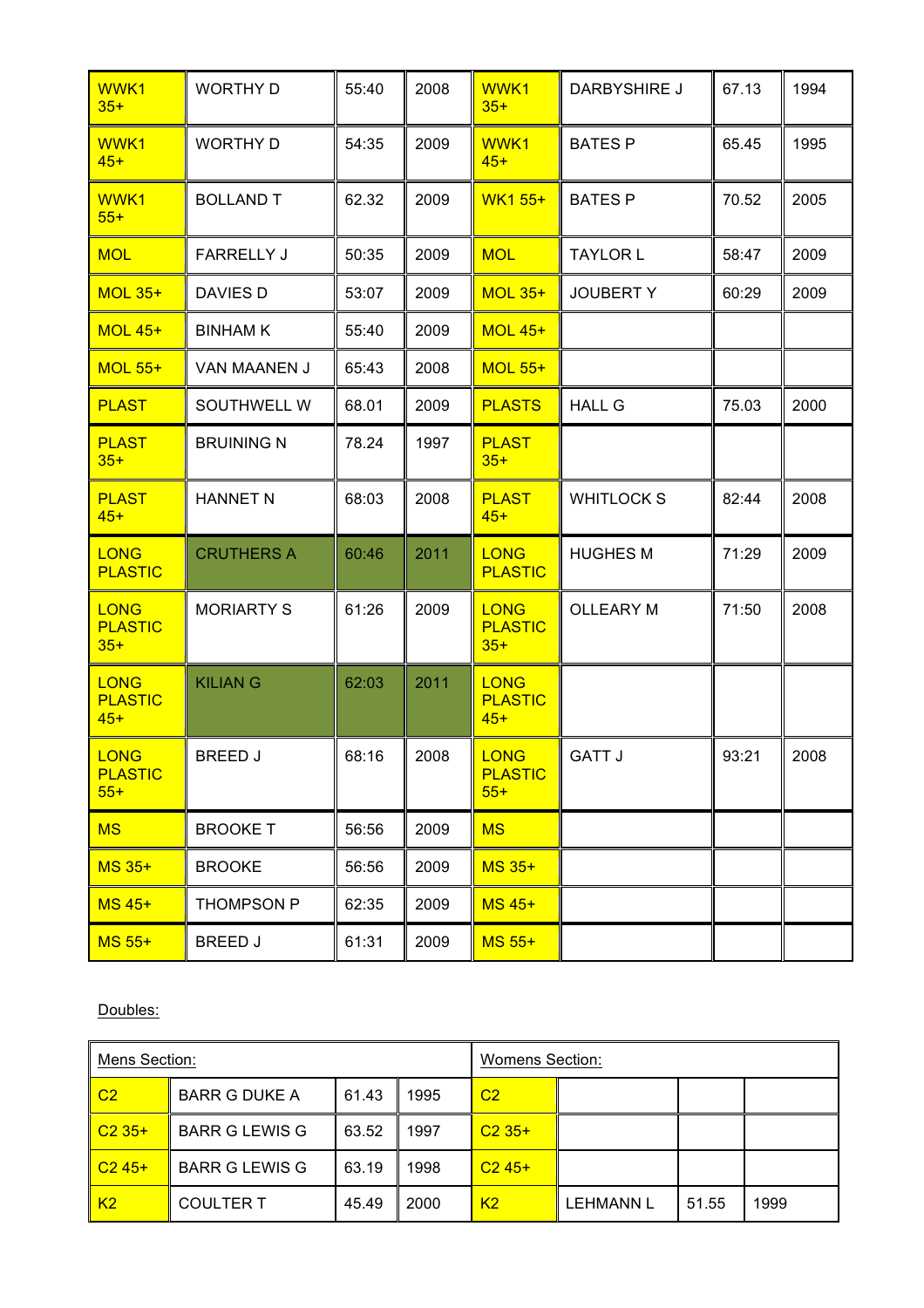| WWK1 35+ | WORTHY D | 55:40 | 2008 | WWK1 35+ | DARBYSHIRE J | 67.13 | 1994 |
|---|---|---|---|---|---|---|---|
| WWK1 45+ | WORTHY D | 54:35 | 2009 | WWK1 45+ | BATES P | 65.45 | 1995 |
| WWK1 55+ | BOLLAND T | 62.32 | 2009 | WK1 55+ | BATES P | 70.52 | 2005 |
| MOL | FARRELLY J | 50:35 | 2009 | MOL | TAYLOR L | 58:47 | 2009 |
| MOL 35+ | DAVIES D | 53:07 | 2009 | MOL 35+ | JOUBERT Y | 60:29 | 2009 |
| MOL 45+ | BINHAM K | 55:40 | 2009 | MOL 45+ | | | |
| MOL 55+ | VAN MAANEN J | 65:43 | 2008 | MOL 55+ | | | |
| PLAST | SOUTHWELL W | 68.01 | 2009 | PLASTS | HALL G | 75.03 | 2000 |
| PLAST 35+ | BRUINING N | 78.24 | 1997 | PLAST 35+ | | | |
| PLAST 45+ | HANNET N | 68:03 | 2008 | PLAST 45+ | WHITLOCK S | 82:44 | 2008 |
| LONG PLASTIC | CRUTHERS A | 60:46 | 2011 | LONG PLASTIC | HUGHES M | 71:29 | 2009 |
| LONG PLASTIC 35+ | MORIARTY S | 61:26 | 2009 | LONG PLASTIC 35+ | OLLEARY M | 71:50 | 2008 |
| LONG PLASTIC 45+ | KILIAN G | 62:03 | 2011 | LONG PLASTIC 45+ | | | |
| LONG PLASTIC 55+ | BREED J | 68:16 | 2008 | LONG PLASTIC 55+ | GATT J | 93:21 | 2008 |
| MS | BROOKE T | 56:56 | 2009 | MS | | | |
| MS 35+ | BROOKE | 56:56 | 2009 | MS 35+ | | | |
| MS 45+ | THOMPSON P | 62:35 | 2009 | MS 45+ | | | |
| MS 55+ | BREED J | 61:31 | 2009 | MS 55+ | | | |

Doubles:

| Mens Section: | | | | Womens Section: | | | |
|---|---|---|---|---|---|---|---|
| C2 | BARR G DUKE A | 61.43 | 1995 | C2 | | | |
| C2 35+ | BARR G LEWIS G | 63.52 | 1997 | C2 35+ | | | |
| C2 45+ | BARR G LEWIS G | 63.19 | 1998 | C2 45+ | | | |
| K2 | COULTER T | 45.49 | 2000 | K2 | LEHMANN L | 51.55 | 1999 |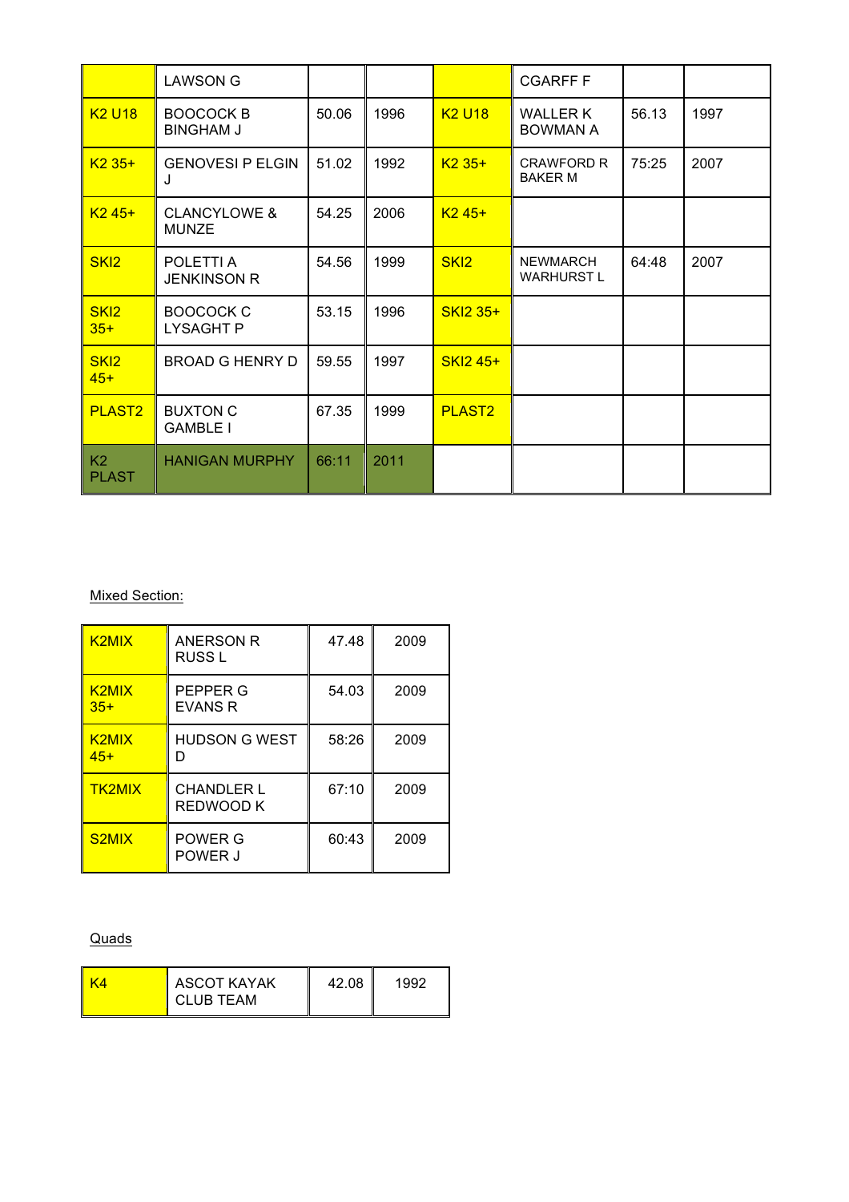| | | | | | | | |
|---|---|---|---|---|---|---|---|
| | LAWSON G | | | | CGARFF F | | |
| K2 U18 | BOOCOCK B BINGHAM J | 50.06 | 1996 | K2 U18 | WALLER K BOWMAN A | 56.13 | 1997 |
| K2 35+ | GENOVESI P ELGIN J | 51.02 | 1992 | K2 35+ | CRAWFORD R BAKER M | 75:25 | 2007 |
| K2 45+ | CLANCYLOWE & MUNZE | 54.25 | 2006 | K2 45+ | | | |
| SKI2 | POLETTI A JENKINSON R | 54.56 | 1999 | SKI2 | NEWMARCH WARHURST L | 64:48 | 2007 |
| SKI2 35+ | BOOCOCK C LYSAGHT P | 53.15 | 1996 | SKI2 35+ | | | |
| SKI2 45+ | BROAD G HENRY D | 59.55 | 1997 | SKI2 45+ | | | |
| PLAST2 | BUXTON C GAMBLE I | 67.35 | 1999 | PLAST2 | | | |
| K2 PLAST | HANIGAN MURPHY | 66:11 | 2011 | | | | |

Mixed Section:

| | | | |
|---|---|---|---|
| K2MIX | ANERSON R RUSS L | 47.48 | 2009 |
| K2MIX 35+ | PEPPER G EVANS R | 54.03 | 2009 |
| K2MIX 45+ | HUDSON G WEST D | 58:26 | 2009 |
| TK2MIX | CHANDLER L REDWOOD K | 67:10 | 2009 |
| S2MIX | POWER G POWER J | 60:43 | 2009 |

Quads

| | | | |
|---|---|---|---|
| K4 | ASCOT KAYAK CLUB TEAM | 42.08 | 1992 |